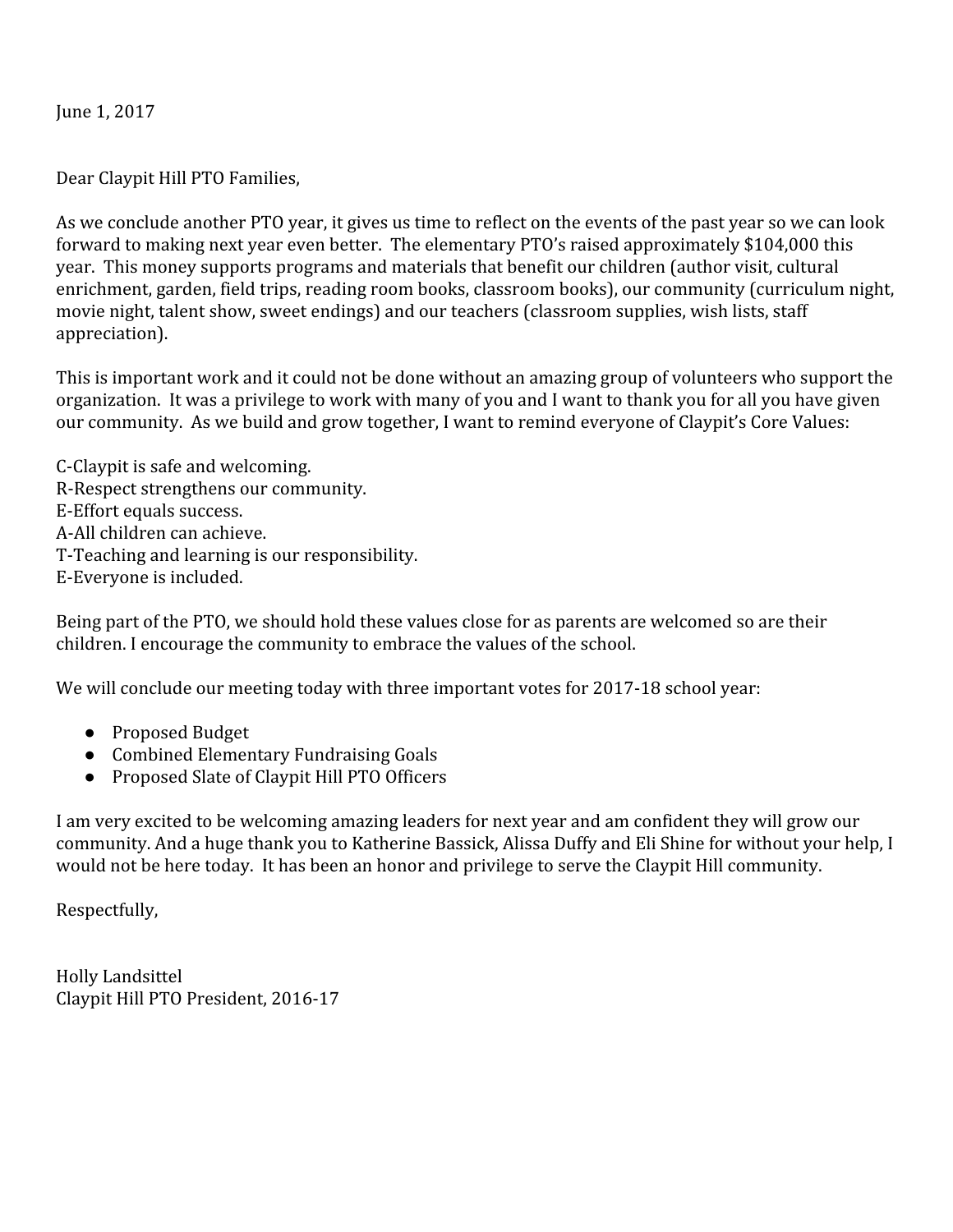June 1, 2017

Dear Claypit Hill PTO Families,

As we conclude another PTO year, it gives us time to reflect on the events of the past year so we can look forward to making next year even better. The elementary PTO's raised approximately $104,000 this year. This money supports programs and materials that benefit our children (author visit, cultural enrichment, garden, field trips, reading room books, classroom books), our community (curriculum night, movie night, talent show, sweet endings) and our teachers (classroom supplies, wish lists, staff appreciation).

This is important work and it could not be done without an amazing group of volunteers who support the organization. It was a privilege to work with many of you and I want to thank you for all you have given our community. As we build and grow together, I want to remind everyone of Claypit's Core Values:

C-Claypit is safe and welcoming.
R-Respect strengthens our community.
E-Effort equals success.
A-All children can achieve.
T-Teaching and learning is our responsibility.
E-Everyone is included.

Being part of the PTO, we should hold these values close for as parents are welcomed so are their children. I encourage the community to embrace the values of the school.

We will conclude our meeting today with three important votes for 2017-18 school year:

- Proposed Budget
- Combined Elementary Fundraising Goals
- Proposed Slate of Claypit Hill PTO Officers

I am very excited to be welcoming amazing leaders for next year and am confident they will grow our community. And a huge thank you to Katherine Bassick, Alissa Duffy and Eli Shine for without your help, I would not be here today. It has been an honor and privilege to serve the Claypit Hill community.

Respectfully,

Holly Landsittel
Claypit Hill PTO President, 2016-17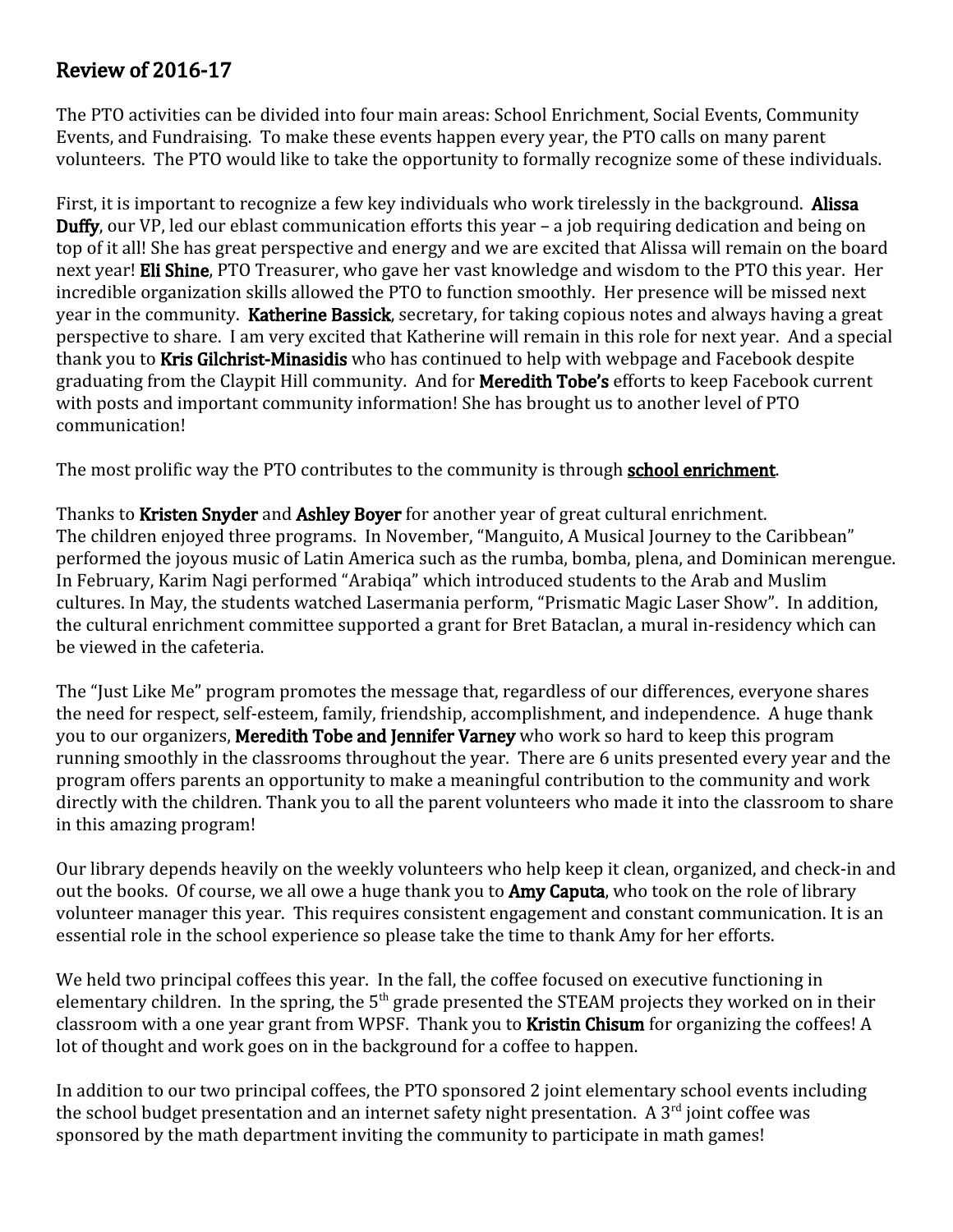## Review of 2016-17

The PTO activities can be divided into four main areas: School Enrichment, Social Events, Community Events, and Fundraising. To make these events happen every year, the PTO calls on many parent volunteers. The PTO would like to take the opportunity to formally recognize some of these individuals.

First, it is important to recognize a few key individuals who work tirelessly in the background. **Alissa Duffy**, our VP, led our eblast communication efforts this year – a job requiring dedication and being on top of it all! She has great perspective and energy and we are excited that Alissa will remain on the board next year! **Eli Shine**, PTO Treasurer, who gave her vast knowledge and wisdom to the PTO this year. Her incredible organization skills allowed the PTO to function smoothly. Her presence will be missed next year in the community. **Katherine Bassick**, secretary, for taking copious notes and always having a great perspective to share. I am very excited that Katherine will remain in this role for next year. And a special thank you to **Kris Gilchrist-Minasidis** who has continued to help with webpage and Facebook despite graduating from the Claypit Hill community. And for **Meredith Tobe's** efforts to keep Facebook current with posts and important community information! She has brought us to another level of PTO communication!

The most prolific way the PTO contributes to the community is through **school enrichment**.

Thanks to **Kristen Snyder** and **Ashley Boyer** for another year of great cultural enrichment. The children enjoyed three programs. In November, "Manguito, A Musical Journey to the Caribbean" performed the joyous music of Latin America such as the rumba, bomba, plena, and Dominican merengue. In February, Karim Nagi performed "Arabiqa" which introduced students to the Arab and Muslim cultures. In May, the students watched Lasermania perform, "Prismatic Magic Laser Show". In addition, the cultural enrichment committee supported a grant for Bret Bataclan, a mural in-residency which can be viewed in the cafeteria.

The "Just Like Me" program promotes the message that, regardless of our differences, everyone shares the need for respect, self-esteem, family, friendship, accomplishment, and independence. A huge thank you to our organizers, **Meredith Tobe and Jennifer Varney** who work so hard to keep this program running smoothly in the classrooms throughout the year. There are 6 units presented every year and the program offers parents an opportunity to make a meaningful contribution to the community and work directly with the children. Thank you to all the parent volunteers who made it into the classroom to share in this amazing program!

Our library depends heavily on the weekly volunteers who help keep it clean, organized, and check-in and out the books. Of course, we all owe a huge thank you to **Amy Caputa**, who took on the role of library volunteer manager this year. This requires consistent engagement and constant communication. It is an essential role in the school experience so please take the time to thank Amy for her efforts.

We held two principal coffees this year. In the fall, the coffee focused on executive functioning in elementary children. In the spring, the 5th grade presented the STEAM projects they worked on in their classroom with a one year grant from WPSF. Thank you to **Kristin Chisum** for organizing the coffees! A lot of thought and work goes on in the background for a coffee to happen.

In addition to our two principal coffees, the PTO sponsored 2 joint elementary school events including the school budget presentation and an internet safety night presentation. A 3rd joint coffee was sponsored by the math department inviting the community to participate in math games!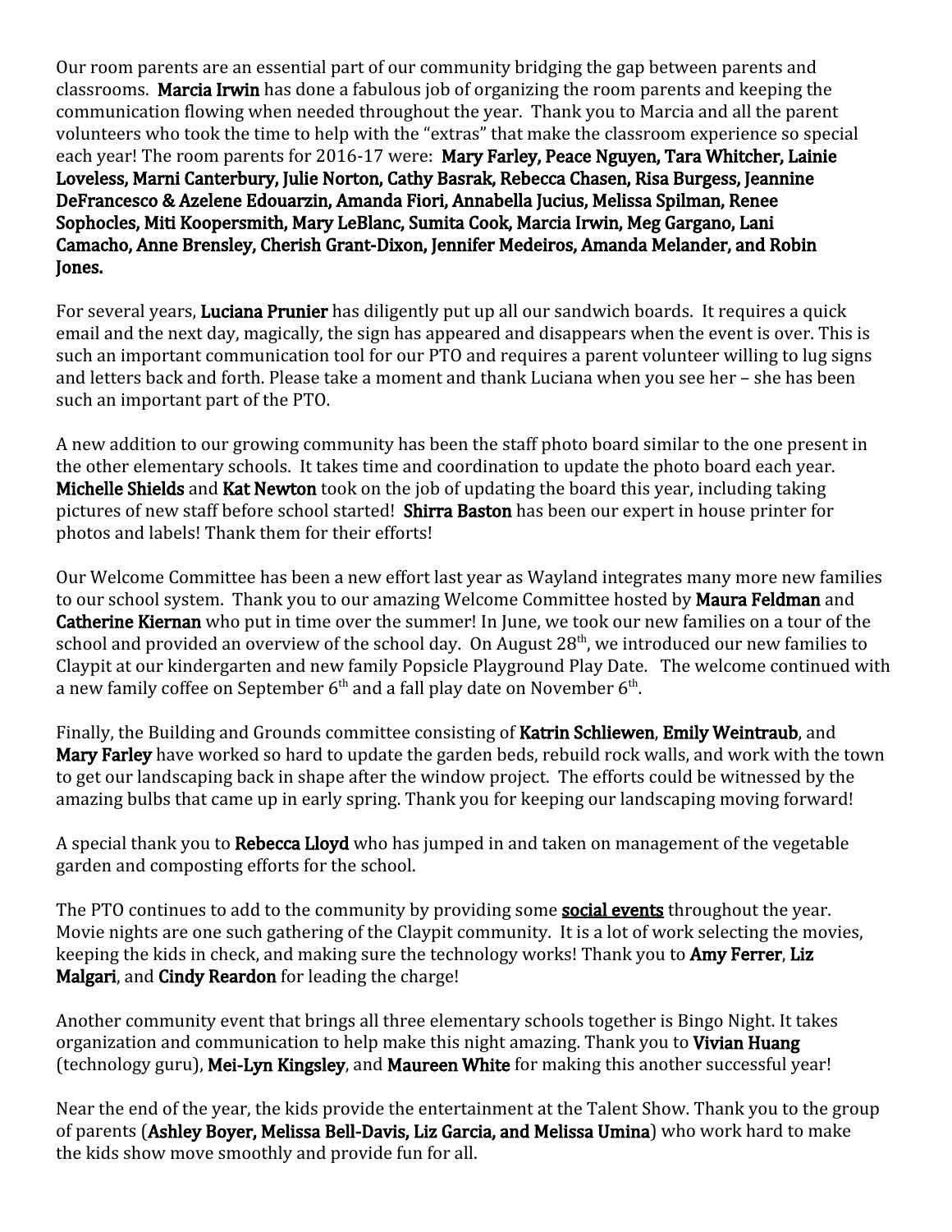Our room parents are an essential part of our community bridging the gap between parents and classrooms. **Marcia Irwin** has done a fabulous job of organizing the room parents and keeping the communication flowing when needed throughout the year. Thank you to Marcia and all the parent volunteers who took the time to help with the "extras" that make the classroom experience so special each year! The room parents for 2016-17 were: **Mary Farley, Peace Nguyen, Tara Whitcher, Lainie Loveless, Marni Canterbury, Julie Norton, Cathy Basrak, Rebecca Chasen, Risa Burgess, Jeannine DeFrancesco & Azelene Edouarzin, Amanda Fiori, Annabella Jucius, Melissa Spilman, Renee Sophocles, Miti Koopersmith, Mary LeBlanc, Sumita Cook, Marcia Irwin, Meg Gargano, Lani Camacho, Anne Brensley, Cherish Grant-Dixon, Jennifer Medeiros, Amanda Melander, and Robin Jones.**

For several years, **Luciana Prunier** has diligently put up all our sandwich boards. It requires a quick email and the next day, magically, the sign has appeared and disappears when the event is over. This is such an important communication tool for our PTO and requires a parent volunteer willing to lug signs and letters back and forth. Please take a moment and thank Luciana when you see her – she has been such an important part of the PTO.

A new addition to our growing community has been the staff photo board similar to the one present in the other elementary schools. It takes time and coordination to update the photo board each year. **Michelle Shields** and **Kat Newton** took on the job of updating the board this year, including taking pictures of new staff before school started! **Shirra Baston** has been our expert in house printer for photos and labels! Thank them for their efforts!

Our Welcome Committee has been a new effort last year as Wayland integrates many more new families to our school system. Thank you to our amazing Welcome Committee hosted by **Maura Feldman** and **Catherine Kiernan** who put in time over the summer! In June, we took our new families on a tour of the school and provided an overview of the school day. On August 28th, we introduced our new families to Claypit at our kindergarten and new family Popsicle Playground Play Date. The welcome continued with a new family coffee on September 6th and a fall play date on November 6th.

Finally, the Building and Grounds committee consisting of **Katrin Schliewen**, **Emily Weintraub**, and **Mary Farley** have worked so hard to update the garden beds, rebuild rock walls, and work with the town to get our landscaping back in shape after the window project. The efforts could be witnessed by the amazing bulbs that came up in early spring. Thank you for keeping our landscaping moving forward!

A special thank you to **Rebecca Lloyd** who has jumped in and taken on management of the vegetable garden and composting efforts for the school.

The PTO continues to add to the community by providing some **social events** throughout the year. Movie nights are one such gathering of the Claypit community. It is a lot of work selecting the movies, keeping the kids in check, and making sure the technology works! Thank you to **Amy Ferrer**, **Liz Malgari**, and **Cindy Reardon** for leading the charge!

Another community event that brings all three elementary schools together is Bingo Night. It takes organization and communication to help make this night amazing. Thank you to **Vivian Huang** (technology guru), **Mei-Lyn Kingsley**, and **Maureen White** for making this another successful year!

Near the end of the year, the kids provide the entertainment at the Talent Show. Thank you to the group of parents (**Ashley Boyer, Melissa Bell-Davis, Liz Garcia, and Melissa Umina**) who work hard to make the kids show move smoothly and provide fun for all.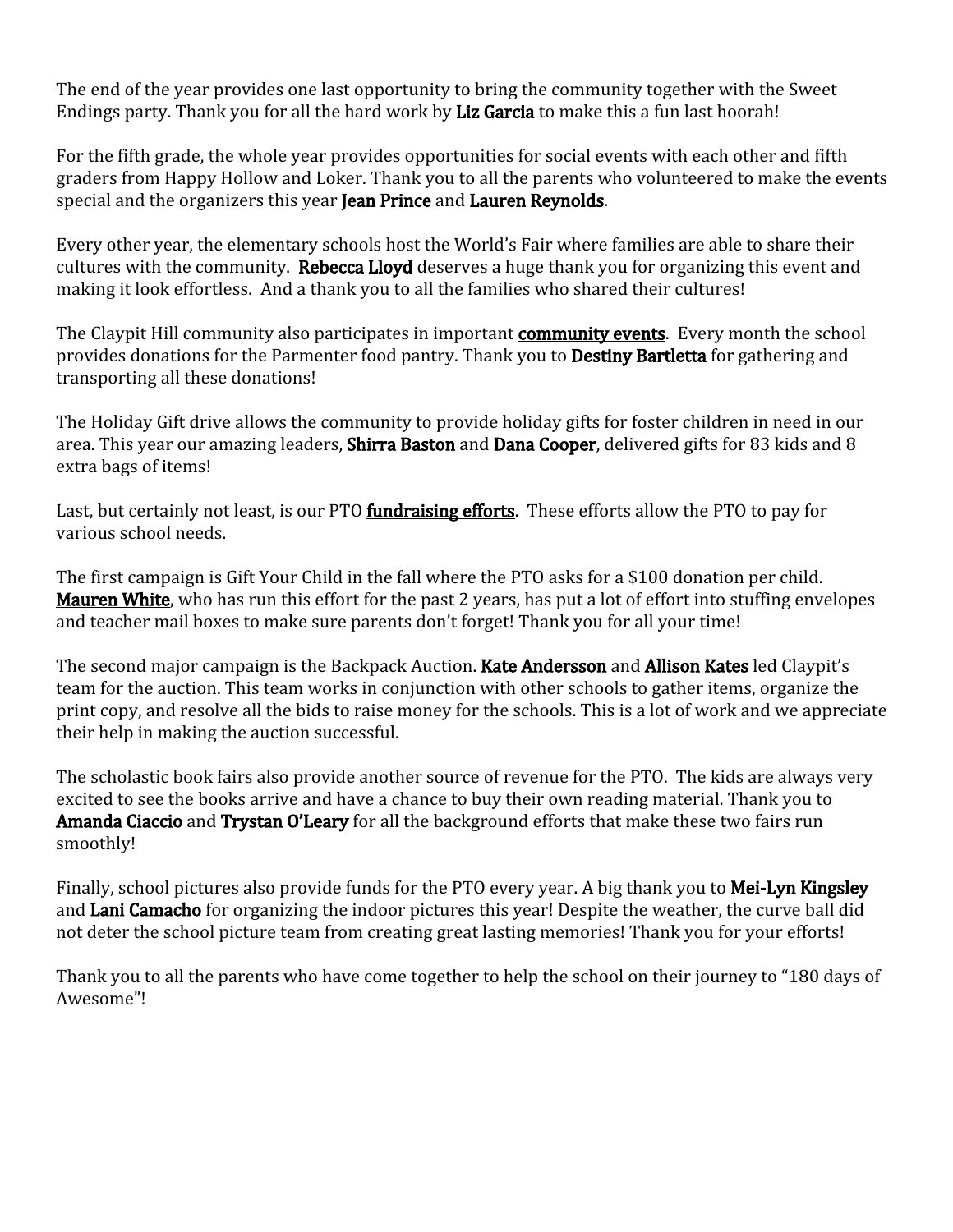The end of the year provides one last opportunity to bring the community together with the Sweet Endings party. Thank you for all the hard work by **Liz Garcia** to make this a fun last hoorah!

For the fifth grade, the whole year provides opportunities for social events with each other and fifth graders from Happy Hollow and Loker. Thank you to all the parents who volunteered to make the events special and the organizers this year **Jean Prince** and **Lauren Reynolds**.

Every other year, the elementary schools host the World's Fair where families are able to share their cultures with the community. **Rebecca Lloyd** deserves a huge thank you for organizing this event and making it look effortless. And a thank you to all the families who shared their cultures!

The Claypit Hill community also participates in important **community events**. Every month the school provides donations for the Parmenter food pantry. Thank you to **Destiny Bartletta** for gathering and transporting all these donations!

The Holiday Gift drive allows the community to provide holiday gifts for foster children in need in our area. This year our amazing leaders, **Shirra Baston** and **Dana Cooper**, delivered gifts for 83 kids and 8 extra bags of items!

Last, but certainly not least, is our PTO **fundraising efforts**. These efforts allow the PTO to pay for various school needs.

The first campaign is Gift Your Child in the fall where the PTO asks for a $100 donation per child. **Mauren White**, who has run this effort for the past 2 years, has put a lot of effort into stuffing envelopes and teacher mail boxes to make sure parents don't forget! Thank you for all your time!

The second major campaign is the Backpack Auction. **Kate Andersson** and **Allison Kates** led Claypit's team for the auction. This team works in conjunction with other schools to gather items, organize the print copy, and resolve all the bids to raise money for the schools. This is a lot of work and we appreciate their help in making the auction successful.

The scholastic book fairs also provide another source of revenue for the PTO. The kids are always very excited to see the books arrive and have a chance to buy their own reading material. Thank you to **Amanda Ciaccio** and **Trystan O'Leary** for all the background efforts that make these two fairs run smoothly!

Finally, school pictures also provide funds for the PTO every year. A big thank you to **Mei-Lyn Kingsley** and **Lani Camacho** for organizing the indoor pictures this year! Despite the weather, the curve ball did not deter the school picture team from creating great lasting memories! Thank you for your efforts!

Thank you to all the parents who have come together to help the school on their journey to "180 days of Awesome"!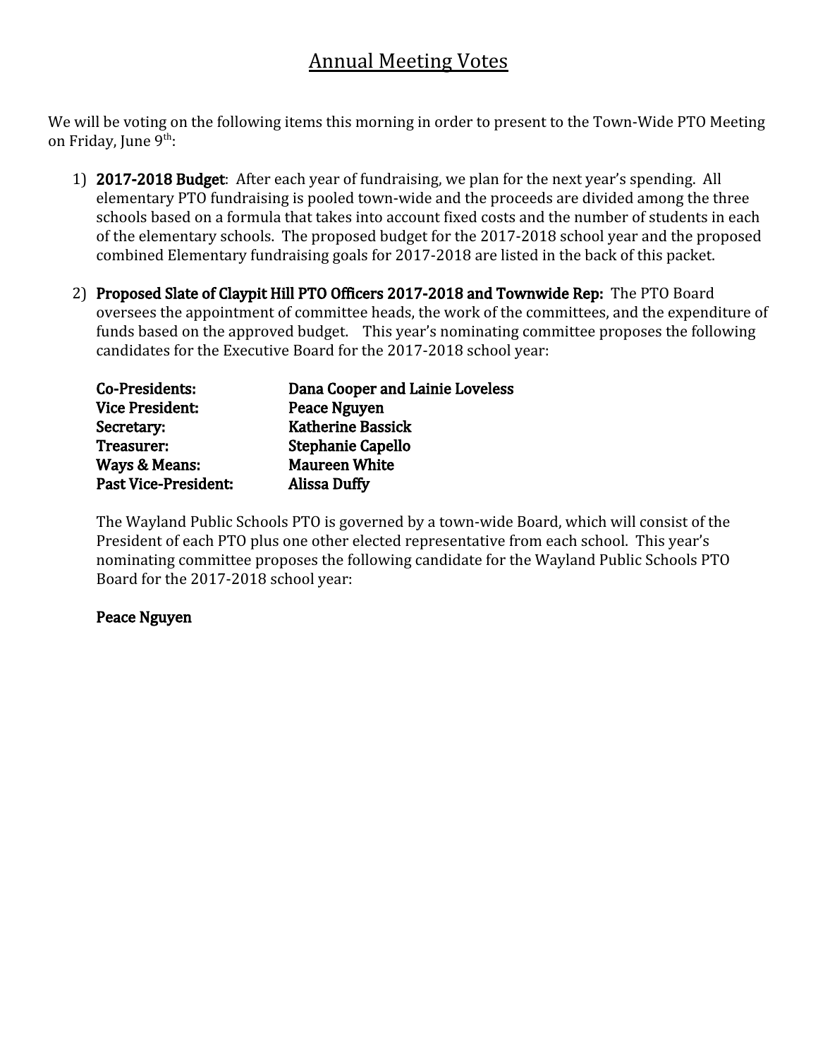# Annual Meeting Votes

We will be voting on the following items this morning in order to present to the Town-Wide PTO Meeting on Friday, June 9th:

1) **2017-2018 Budget**: After each year of fundraising, we plan for the next year's spending. All elementary PTO fundraising is pooled town-wide and the proceeds are divided among the three schools based on a formula that takes into account fixed costs and the number of students in each of the elementary schools. The proposed budget for the 2017-2018 school year and the proposed combined Elementary fundraising goals for 2017-2018 are listed in the back of this packet.

2) **Proposed Slate of Claypit Hill PTO Officers 2017-2018 and Townwide Rep:** The PTO Board oversees the appointment of committee heads, the work of the committees, and the expenditure of funds based on the approved budget. This year's nominating committee proposes the following candidates for the Executive Board for the 2017-2018 school year:

   | | |
   |---|---|
   | **Co-Presidents:** | **Dana Cooper and Lainie Loveless** |
   | **Vice President:** | **Peace Nguyen** |
   | **Secretary:** | **Katherine Bassick** |
   | **Treasurer:** | **Stephanie Capello** |
   | **Ways & Means:** | **Maureen White** |
   | **Past Vice-President:** | **Alissa Duffy** |

   The Wayland Public Schools PTO is governed by a town-wide Board, which will consist of the President of each PTO plus one other elected representative from each school. This year's nominating committee proposes the following candidate for the Wayland Public Schools PTO Board for the 2017-2018 school year:

   **Peace Nguyen**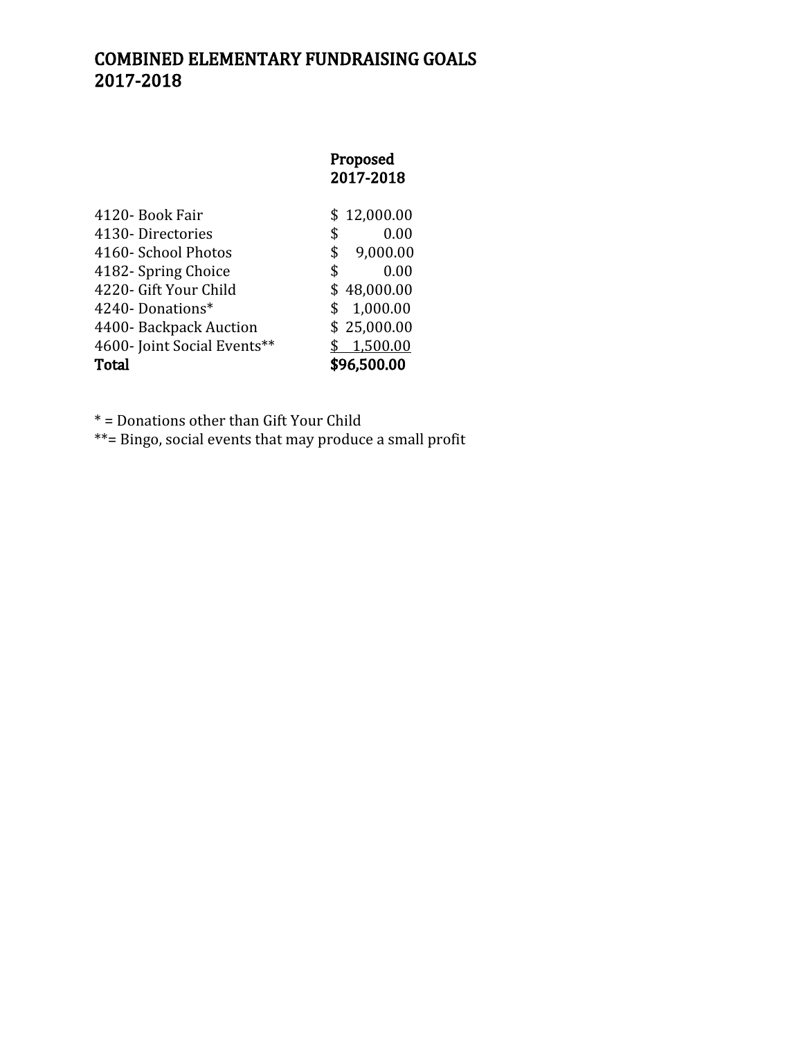# COMBINED ELEMENTARY FUNDRAISING GOALS 2017-2018

| | Proposed 2017-2018 |
|---|---|
| 4120- Book Fair | $ 12,000.00 |
| 4130- Directories | $ 0.00 |
| 4160- School Photos | $ 9,000.00 |
| 4182- Spring Choice | $ 0.00 |
| 4220- Gift Your Child | $ 48,000.00 |
| 4240- Donations* | $ 1,000.00 |
| 4400- Backpack Auction | $ 25,000.00 |
| 4600- Joint Social Events** | $ 1,500.00 |
| **Total** | **$96,500.00** |

* = Donations other than Gift Your Child

**= Bingo, social events that may produce a small profit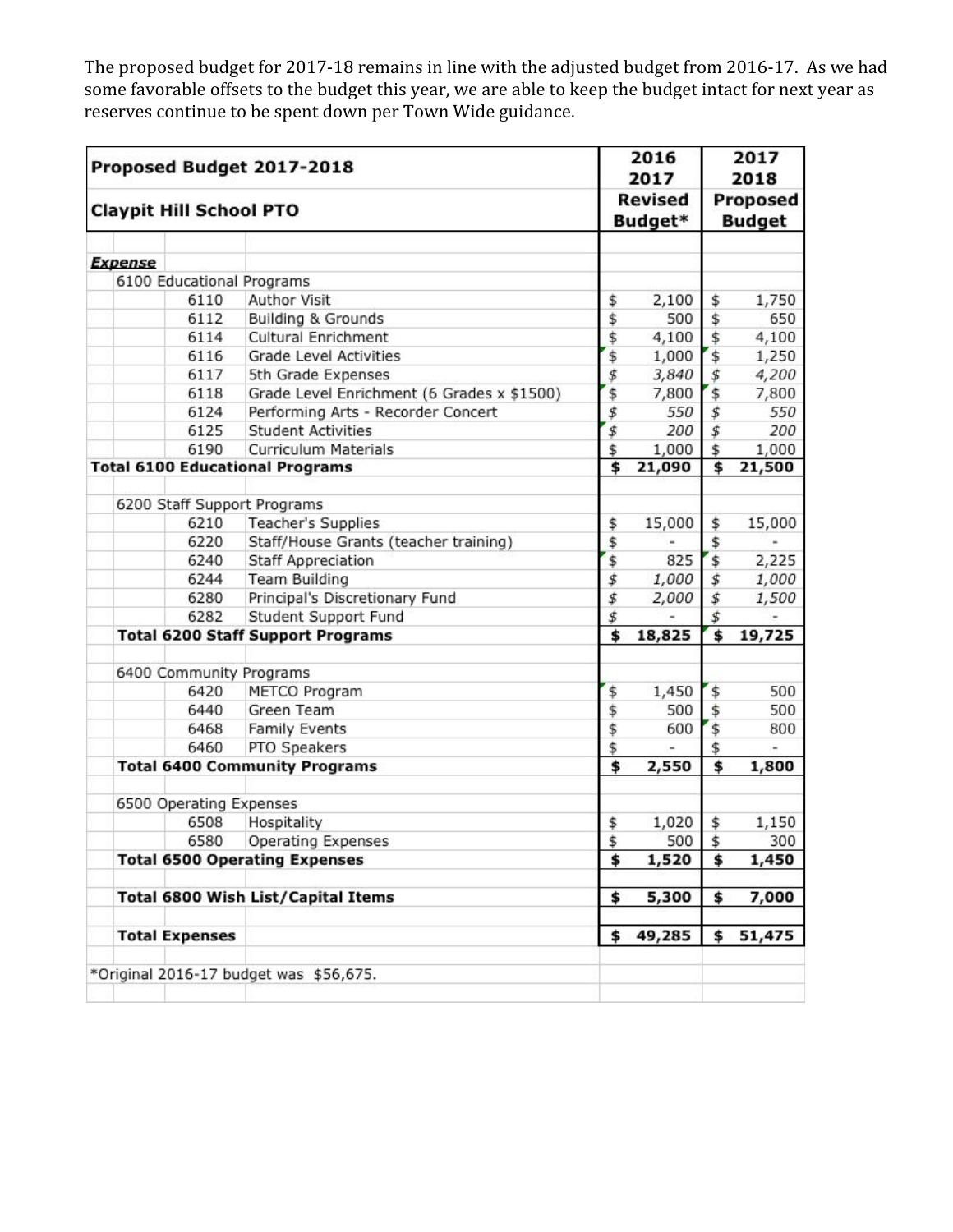The proposed budget for 2017-18 remains in line with the adjusted budget from 2016-17. As we had some favorable offsets to the budget this year, we are able to keep the budget intact for next year as reserves continue to be spent down per Town Wide guidance.

| **Proposed Budget 2017-2018** | | | **2016 2017** | **2017 2018** |
|---|---|---|---|---|
| **Claypit Hill School PTO** | | | **Revised Budget*** | **Proposed Budget** |
| ***Expense*** | | | | |
| | 6100 Educational Programs | | | |
| | 6110 | Author Visit | $ 2,100 | $ 1,750 |
| | 6112 | Building & Grounds | $ 500 | $ 650 |
| | 6114 | Cultural Enrichment | $ 4,100 | $ 4,100 |
| | 6116 | Grade Level Activities | $ 1,000 | $ 1,250 |
| | 6117 | 5th Grade Expenses | *$ 3,840* | *$ 4,200* |
| | 6118 | Grade Level Enrichment (6 Grades x $1500) | $ 7,800 | $ 7,800 |
| | 6124 | Performing Arts - Recorder Concert | *$ 550* | *$ 550* |
| | 6125 | Student Activities | *$ 200* | *$ 200* |
| | 6190 | Curriculum Materials | $ 1,000 | $ 1,000 |
| **Total 6100 Educational Programs** | | | **$ 21,090** | **$ 21,500** |
| | 6200 Staff Support Programs | | | |
| | 6210 | Teacher's Supplies | $ 15,000 | $ 15,000 |
| | 6220 | Staff/House Grants (teacher training) | $ - | $ - |
| | 6240 | Staff Appreciation | $ 825 | $ 2,225 |
| | 6244 | Team Building | *$ 1,000* | *$ 1,000* |
| | 6280 | Principal's Discretionary Fund | *$ 2,000* | *$ 1,500* |
| | 6282 | Student Support Fund | *$ -* | *$ -* |
| | **Total 6200 Staff Support Programs** | | **$ 18,825** | **$ 19,725** |
| | 6400 Community Programs | | | |
| | 6420 | METCO Program | $ 1,450 | $ 500 |
| | 6440 | Green Team | $ 500 | $ 500 |
| | 6468 | Family Events | $ 600 | $ 800 |
| | 6460 | PTO Speakers | $ - | $ - |
| | **Total 6400 Community Programs** | | **$ 2,550** | **$ 1,800** |
| | 6500 Operating Expenses | | | |
| | 6508 | Hospitality | $ 1,020 | $ 1,150 |
| | 6580 | Operating Expenses | $ 500 | $ 300 |
| | **Total 6500 Operating Expenses** | | **$ 1,520** | **$ 1,450** |
| | **Total 6800 Wish List/Capital Items** | | **$ 5,300** | **$ 7,000** |
| | **Total Expenses** | | **$ 49,285** | **$ 51,475** |

*Original 2016-17 budget was $56,675.